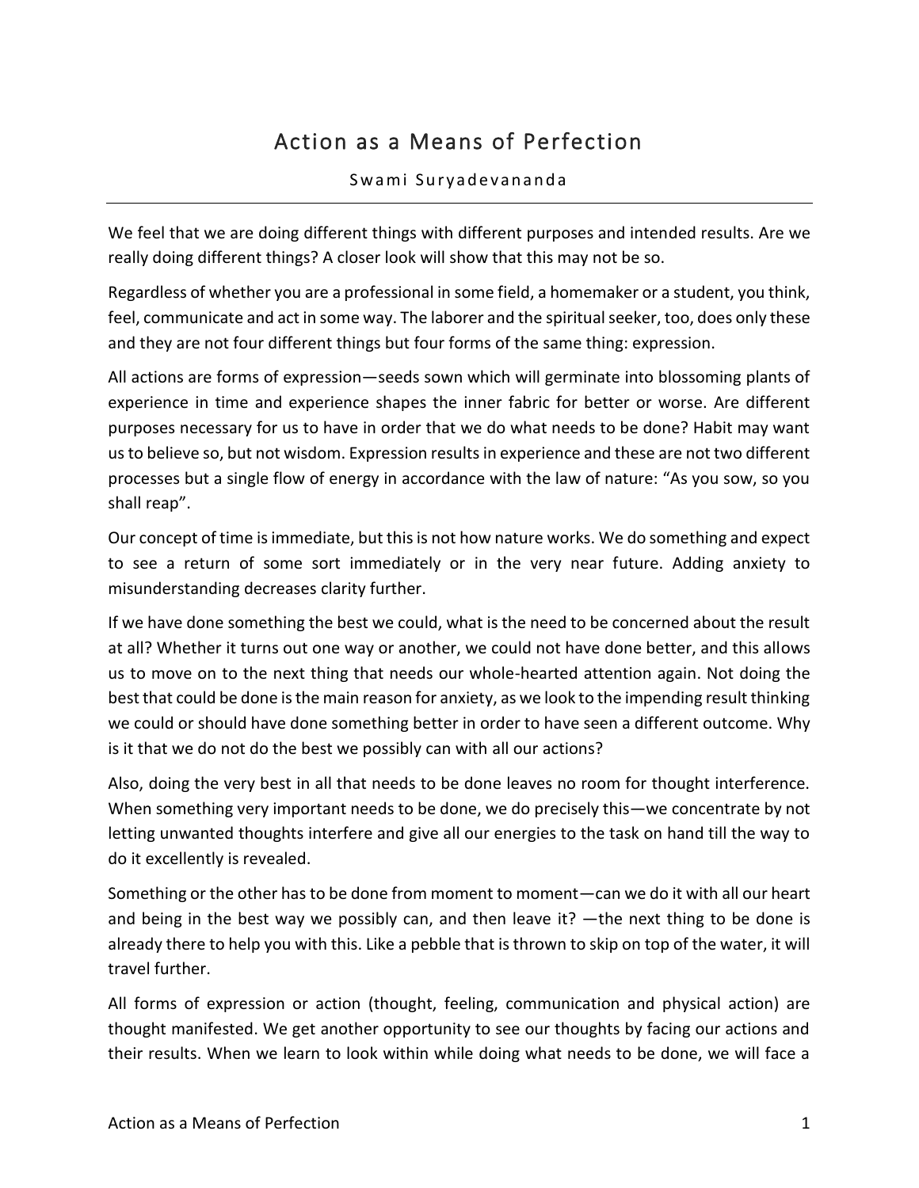# Action as a Means of Perfection

Swami Suryadevananda

---

We feel that we are doing different things with different purposes and intended results. Are we really doing different things? A closer look will show that this may not be so.

Regardless of whether you are a professional in some field, a homemaker or a student, you think, feel, communicate and act in some way. The laborer and the spiritual seeker, too, does only these and they are not four different things but four forms of the same thing: expression.

All actions are forms of expression—seeds sown which will germinate into blossoming plants of experience in time and experience shapes the inner fabric for better or worse. Are different purposes necessary for us to have in order that we do what needs to be done? Habit may want us to believe so, but not wisdom. Expression results in experience and these are not two different processes but a single flow of energy in accordance with the law of nature: "As you sow, so you shall reap".

Our concept of time is immediate, but this is not how nature works. We do something and expect to see a return of some sort immediately or in the very near future. Adding anxiety to misunderstanding decreases clarity further.

If we have done something the best we could, what is the need to be concerned about the result at all? Whether it turns out one way or another, we could not have done better, and this allows us to move on to the next thing that needs our whole-hearted attention again. Not doing the best that could be done is the main reason for anxiety, as we look to the impending result thinking we could or should have done something better in order to have seen a different outcome. Why is it that we do not do the best we possibly can with all our actions?

Also, doing the very best in all that needs to be done leaves no room for thought interference. When something very important needs to be done, we do precisely this—we concentrate by not letting unwanted thoughts interfere and give all our energies to the task on hand till the way to do it excellently is revealed.

Something or the other has to be done from moment to moment—can we do it with all our heart and being in the best way we possibly can, and then leave it? —the next thing to be done is already there to help you with this. Like a pebble that is thrown to skip on top of the water, it will travel further.

All forms of expression or action (thought, feeling, communication and physical action) are thought manifested. We get another opportunity to see our thoughts by facing our actions and their results. When we learn to look within while doing what needs to be done, we will face a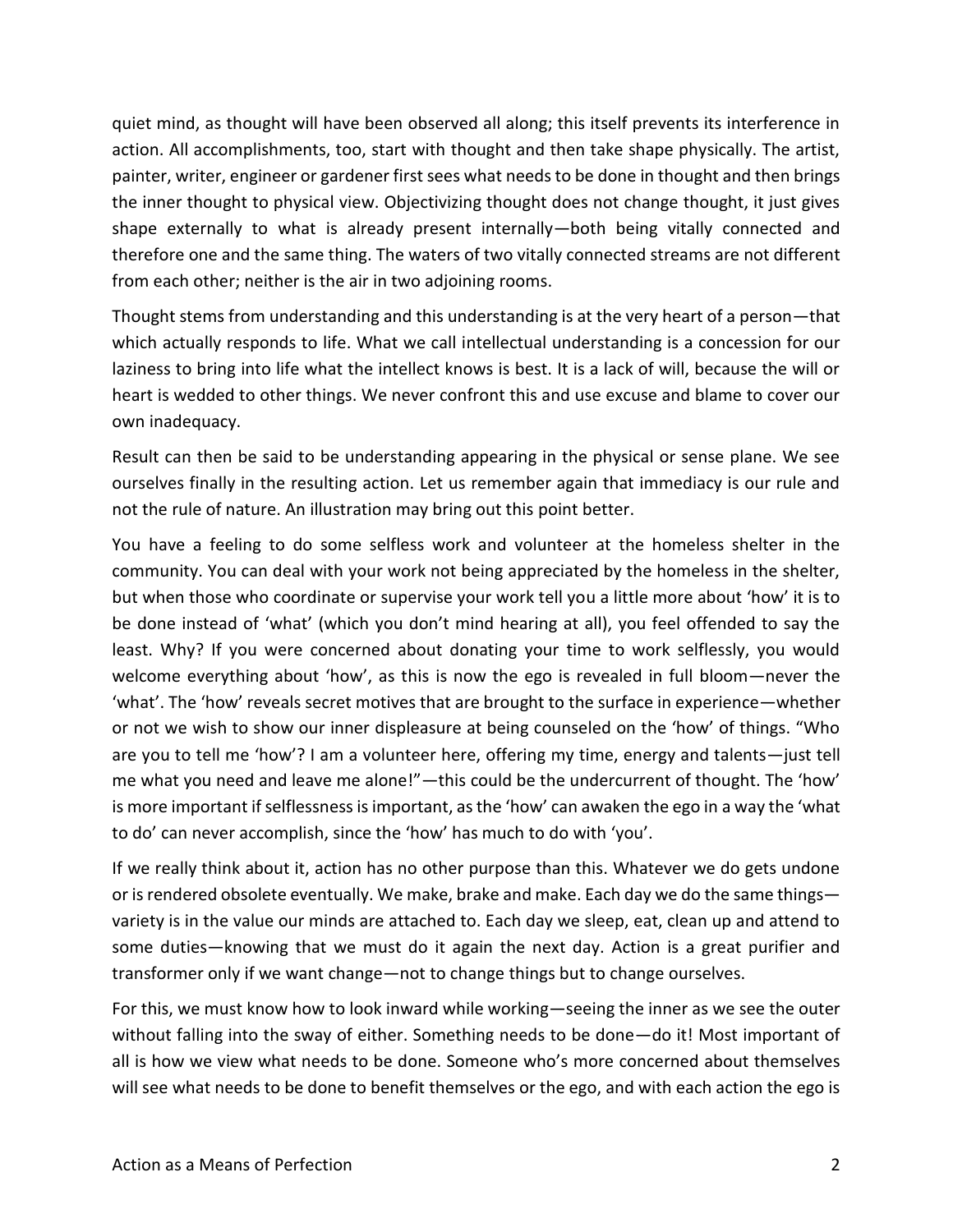quiet mind, as thought will have been observed all along; this itself prevents its interference in action. All accomplishments, too, start with thought and then take shape physically. The artist, painter, writer, engineer or gardener first sees what needs to be done in thought and then brings the inner thought to physical view. Objectivizing thought does not change thought, it just gives shape externally to what is already present internally—both being vitally connected and therefore one and the same thing. The waters of two vitally connected streams are not different from each other; neither is the air in two adjoining rooms.

Thought stems from understanding and this understanding is at the very heart of a person—that which actually responds to life. What we call intellectual understanding is a concession for our laziness to bring into life what the intellect knows is best. It is a lack of will, because the will or heart is wedded to other things. We never confront this and use excuse and blame to cover our own inadequacy.

Result can then be said to be understanding appearing in the physical or sense plane. We see ourselves finally in the resulting action. Let us remember again that immediacy is our rule and not the rule of nature. An illustration may bring out this point better.

You have a feeling to do some selfless work and volunteer at the homeless shelter in the community. You can deal with your work not being appreciated by the homeless in the shelter, but when those who coordinate or supervise your work tell you a little more about 'how' it is to be done instead of 'what' (which you don't mind hearing at all), you feel offended to say the least. Why? If you were concerned about donating your time to work selflessly, you would welcome everything about 'how', as this is now the ego is revealed in full bloom—never the 'what'. The 'how' reveals secret motives that are brought to the surface in experience—whether or not we wish to show our inner displeasure at being counseled on the 'how' of things. "Who are you to tell me 'how'? I am a volunteer here, offering my time, energy and talents—just tell me what you need and leave me alone!"—this could be the undercurrent of thought. The 'how' is more important if selflessness is important, as the 'how' can awaken the ego in a way the 'what to do' can never accomplish, since the 'how' has much to do with 'you'.

If we really think about it, action has no other purpose than this. Whatever we do gets undone or is rendered obsolete eventually. We make, brake and make. Each day we do the same things—variety is in the value our minds are attached to. Each day we sleep, eat, clean up and attend to some duties—knowing that we must do it again the next day. Action is a great purifier and transformer only if we want change—not to change things but to change ourselves.

For this, we must know how to look inward while working—seeing the inner as we see the outer without falling into the sway of either. Something needs to be done—do it! Most important of all is how we view what needs to be done. Someone who's more concerned about themselves will see what needs to be done to benefit themselves or the ego, and with each action the ego is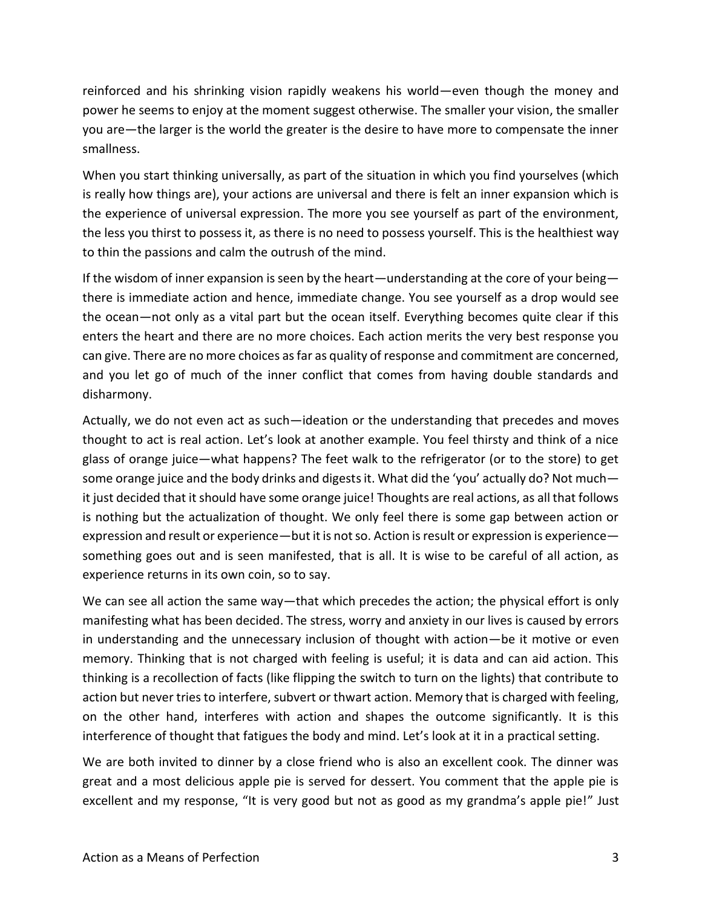reinforced and his shrinking vision rapidly weakens his world—even though the money and power he seems to enjoy at the moment suggest otherwise. The smaller your vision, the smaller you are—the larger is the world the greater is the desire to have more to compensate the inner smallness.

When you start thinking universally, as part of the situation in which you find yourselves (which is really how things are), your actions are universal and there is felt an inner expansion which is the experience of universal expression. The more you see yourself as part of the environment, the less you thirst to possess it, as there is no need to possess yourself. This is the healthiest way to thin the passions and calm the outrush of the mind.

If the wisdom of inner expansion is seen by the heart—understanding at the core of your being—there is immediate action and hence, immediate change. You see yourself as a drop would see the ocean—not only as a vital part but the ocean itself. Everything becomes quite clear if this enters the heart and there are no more choices. Each action merits the very best response you can give. There are no more choices as far as quality of response and commitment are concerned, and you let go of much of the inner conflict that comes from having double standards and disharmony.

Actually, we do not even act as such—ideation or the understanding that precedes and moves thought to act is real action. Let's look at another example. You feel thirsty and think of a nice glass of orange juice—what happens? The feet walk to the refrigerator (or to the store) to get some orange juice and the body drinks and digests it. What did the 'you' actually do? Not much—it just decided that it should have some orange juice! Thoughts are real actions, as all that follows is nothing but the actualization of thought. We only feel there is some gap between action or expression and result or experience—but it is not so. Action is result or expression is experience—something goes out and is seen manifested, that is all. It is wise to be careful of all action, as experience returns in its own coin, so to say.

We can see all action the same way—that which precedes the action; the physical effort is only manifesting what has been decided. The stress, worry and anxiety in our lives is caused by errors in understanding and the unnecessary inclusion of thought with action—be it motive or even memory. Thinking that is not charged with feeling is useful; it is data and can aid action. This thinking is a recollection of facts (like flipping the switch to turn on the lights) that contribute to action but never tries to interfere, subvert or thwart action. Memory that is charged with feeling, on the other hand, interferes with action and shapes the outcome significantly. It is this interference of thought that fatigues the body and mind. Let's look at it in a practical setting.

We are both invited to dinner by a close friend who is also an excellent cook. The dinner was great and a most delicious apple pie is served for dessert. You comment that the apple pie is excellent and my response, "It is very good but not as good as my grandma's apple pie!" Just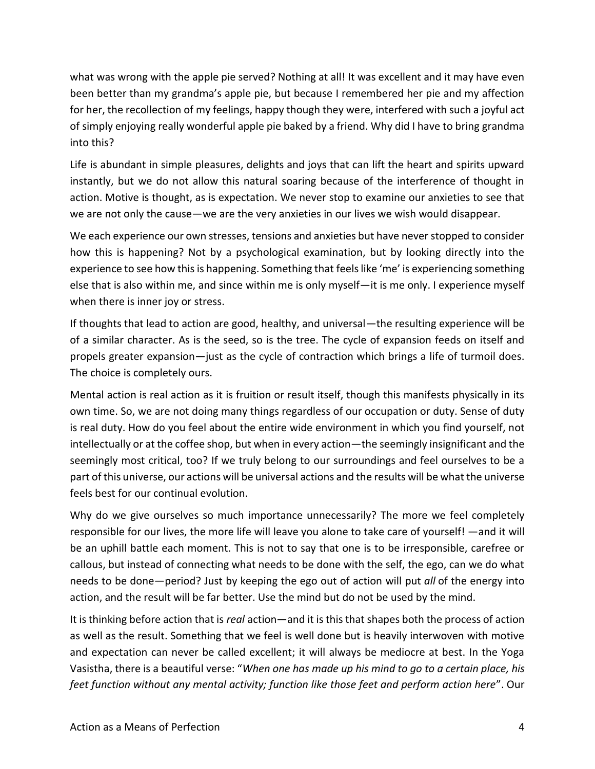what was wrong with the apple pie served? Nothing at all! It was excellent and it may have even been better than my grandma's apple pie, but because I remembered her pie and my affection for her, the recollection of my feelings, happy though they were, interfered with such a joyful act of simply enjoying really wonderful apple pie baked by a friend. Why did I have to bring grandma into this?

Life is abundant in simple pleasures, delights and joys that can lift the heart and spirits upward instantly, but we do not allow this natural soaring because of the interference of thought in action. Motive is thought, as is expectation. We never stop to examine our anxieties to see that we are not only the cause—we are the very anxieties in our lives we wish would disappear.

We each experience our own stresses, tensions and anxieties but have never stopped to consider how this is happening? Not by a psychological examination, but by looking directly into the experience to see how this is happening. Something that feels like 'me' is experiencing something else that is also within me, and since within me is only myself—it is me only. I experience myself when there is inner joy or stress.

If thoughts that lead to action are good, healthy, and universal—the resulting experience will be of a similar character. As is the seed, so is the tree. The cycle of expansion feeds on itself and propels greater expansion—just as the cycle of contraction which brings a life of turmoil does. The choice is completely ours.

Mental action is real action as it is fruition or result itself, though this manifests physically in its own time. So, we are not doing many things regardless of our occupation or duty. Sense of duty is real duty. How do you feel about the entire wide environment in which you find yourself, not intellectually or at the coffee shop, but when in every action—the seemingly insignificant and the seemingly most critical, too? If we truly belong to our surroundings and feel ourselves to be a part of this universe, our actions will be universal actions and the results will be what the universe feels best for our continual evolution.

Why do we give ourselves so much importance unnecessarily? The more we feel completely responsible for our lives, the more life will leave you alone to take care of yourself! —and it will be an uphill battle each moment. This is not to say that one is to be irresponsible, carefree or callous, but instead of connecting what needs to be done with the self, the ego, can we do what needs to be done—period? Just by keeping the ego out of action will put *all* of the energy into action, and the result will be far better. Use the mind but do not be used by the mind.

It is thinking before action that is *real* action—and it is this that shapes both the process of action as well as the result. Something that we feel is well done but is heavily interwoven with motive and expectation can never be called excellent; it will always be mediocre at best. In the Yoga Vasistha, there is a beautiful verse: "*When one has made up his mind to go to a certain place, his feet function without any mental activity; function like those feet and perform action here*". Our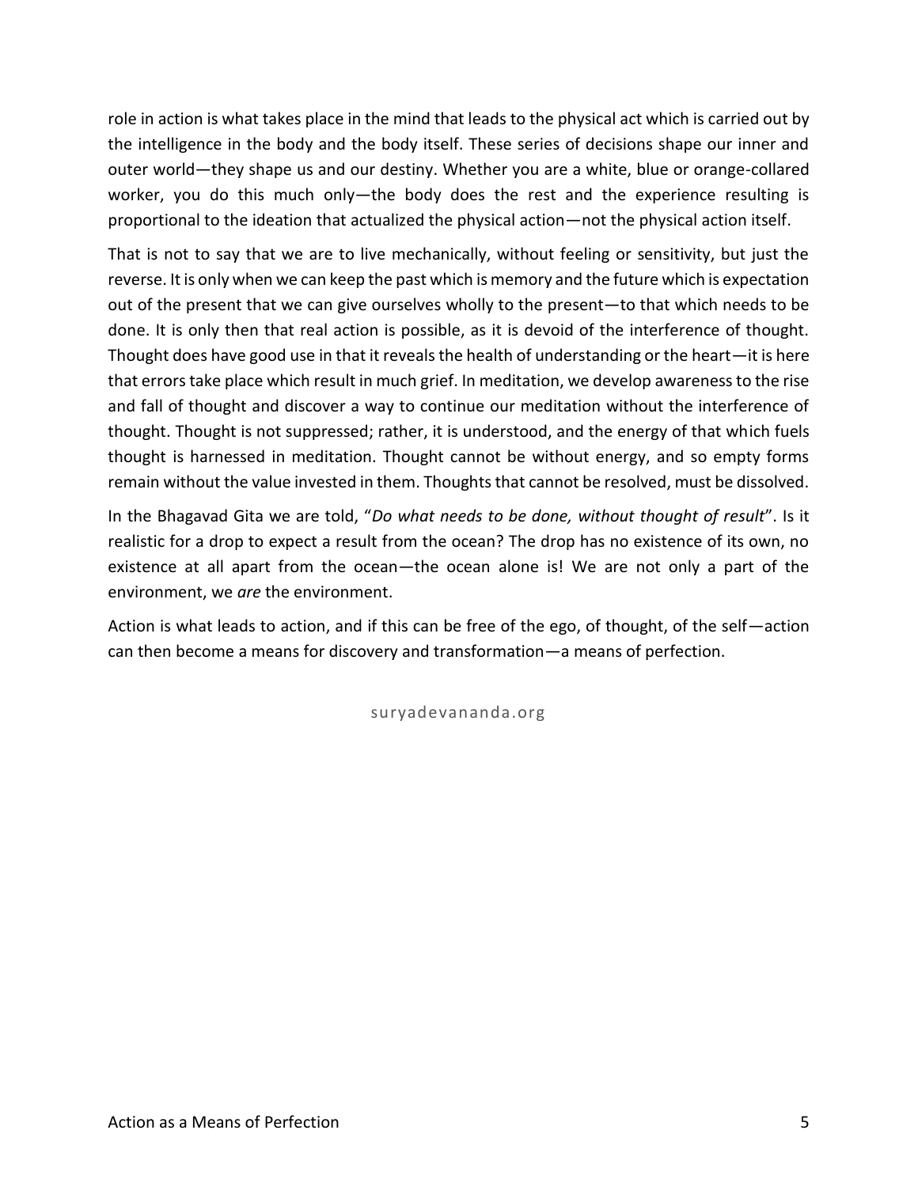role in action is what takes place in the mind that leads to the physical act which is carried out by the intelligence in the body and the body itself. These series of decisions shape our inner and outer world—they shape us and our destiny. Whether you are a white, blue or orange-collared worker, you do this much only—the body does the rest and the experience resulting is proportional to the ideation that actualized the physical action—not the physical action itself.

That is not to say that we are to live mechanically, without feeling or sensitivity, but just the reverse. It is only when we can keep the past which is memory and the future which is expectation out of the present that we can give ourselves wholly to the present—to that which needs to be done. It is only then that real action is possible, as it is devoid of the interference of thought. Thought does have good use in that it reveals the health of understanding or the heart—it is here that errors take place which result in much grief. In meditation, we develop awareness to the rise and fall of thought and discover a way to continue our meditation without the interference of thought. Thought is not suppressed; rather, it is understood, and the energy of that which fuels thought is harnessed in meditation. Thought cannot be without energy, and so empty forms remain without the value invested in them. Thoughts that cannot be resolved, must be dissolved.

In the Bhagavad Gita we are told, "*Do what needs to be done, without thought of result*". Is it realistic for a drop to expect a result from the ocean? The drop has no existence of its own, no existence at all apart from the ocean—the ocean alone is! We are not only a part of the environment, we *are* the environment.

Action is what leads to action, and if this can be free of the ego, of thought, of the self—action can then become a means for discovery and transformation—a means of perfection.

suryadevananda.org